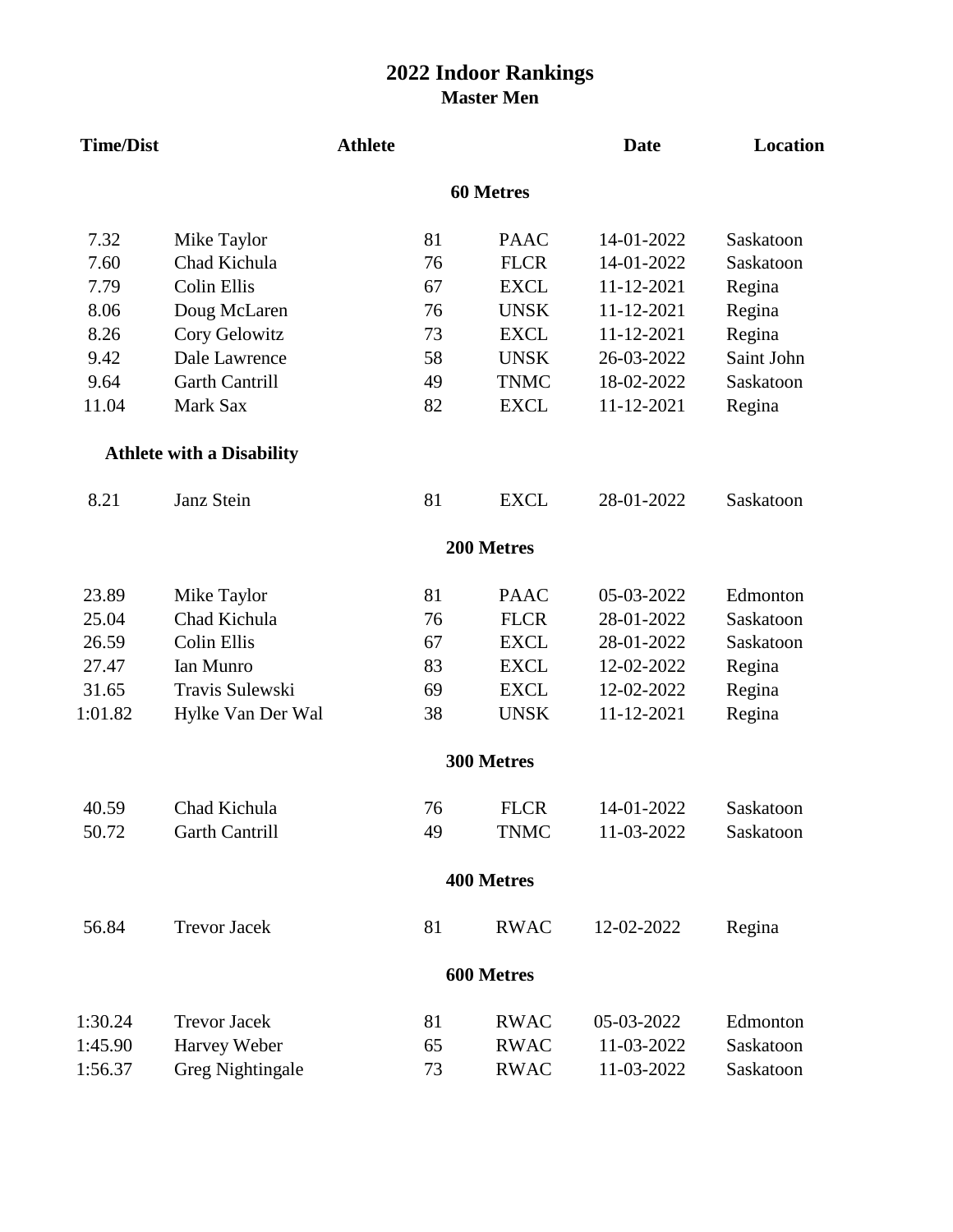# 2022 Indoor Rankings

## Master Men

| Time/Dist | Athlete | | | Date | Location |
|---|---|---|---|---|---|
| | | | **60 Metres** | | |
| 7.32 | Mike Taylor | 81 | PAAC | 14-01-2022 | Saskatoon |
| 7.60 | Chad Kichula | 76 | FLCR | 14-01-2022 | Saskatoon |
| 7.79 | Colin Ellis | 67 | EXCL | 11-12-2021 | Regina |
| 8.06 | Doug McLaren | 76 | UNSK | 11-12-2021 | Regina |
| 8.26 | Cory Gelowitz | 73 | EXCL | 11-12-2021 | Regina |
| 9.42 | Dale Lawrence | 58 | UNSK | 26-03-2022 | Saint John |
| 9.64 | Garth Cantrill | 49 | TNMC | 18-02-2022 | Saskatoon |
| 11.04 | Mark Sax | 82 | EXCL | 11-12-2021 | Regina |
| | **Athlete with a Disability** | | | | |
| 8.21 | Janz Stein | 81 | EXCL | 28-01-2022 | Saskatoon |
| | | | **200 Metres** | | |
| 23.89 | Mike Taylor | 81 | PAAC | 05-03-2022 | Edmonton |
| 25.04 | Chad Kichula | 76 | FLCR | 28-01-2022 | Saskatoon |
| 26.59 | Colin Ellis | 67 | EXCL | 28-01-2022 | Saskatoon |
| 27.47 | Ian Munro | 83 | EXCL | 12-02-2022 | Regina |
| 31.65 | Travis Sulewski | 69 | EXCL | 12-02-2022 | Regina |
| 1:01.82 | Hylke Van Der Wal | 38 | UNSK | 11-12-2021 | Regina |
| | | | **300 Metres** | | |
| 40.59 | Chad Kichula | 76 | FLCR | 14-01-2022 | Saskatoon |
| 50.72 | Garth Cantrill | 49 | TNMC | 11-03-2022 | Saskatoon |
| | | | **400 Metres** | | |
| 56.84 | Trevor Jacek | 81 | RWAC | 12-02-2022 | Regina |
| | | | **600 Metres** | | |
| 1:30.24 | Trevor Jacek | 81 | RWAC | 05-03-2022 | Edmonton |
| 1:45.90 | Harvey Weber | 65 | RWAC | 11-03-2022 | Saskatoon |
| 1:56.37 | Greg Nightingale | 73 | RWAC | 11-03-2022 | Saskatoon |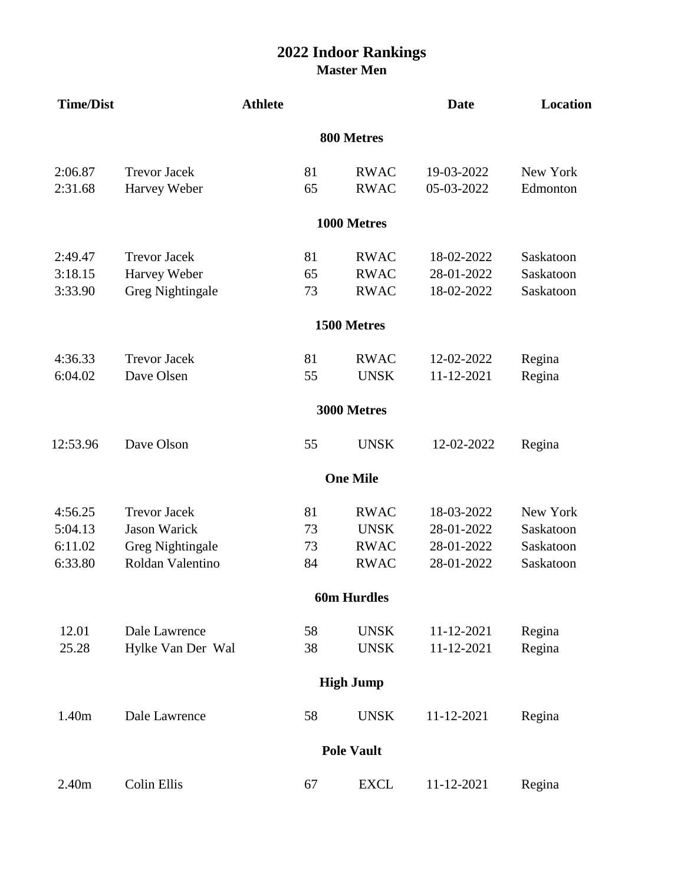# 2022 Indoor Rankings

## Master Men

| Time/Dist | Athlete | | | Date | Location |
|---|---|---|---|---|---|
| | | **800 Metres** | | | |
| 2:06.87 | Trevor Jacek | 81 | RWAC | 19-03-2022 | New York |
| 2:31.68 | Harvey Weber | 65 | RWAC | 05-03-2022 | Edmonton |
| | | **1000 Metres** | | | |
| 2:49.47 | Trevor Jacek | 81 | RWAC | 18-02-2022 | Saskatoon |
| 3:18.15 | Harvey Weber | 65 | RWAC | 28-01-2022 | Saskatoon |
| 3:33.90 | Greg Nightingale | 73 | RWAC | 18-02-2022 | Saskatoon |
| | | **1500 Metres** | | | |
| 4:36.33 | Trevor Jacek | 81 | RWAC | 12-02-2022 | Regina |
| 6:04.02 | Dave Olsen | 55 | UNSK | 11-12-2021 | Regina |
| | | **3000 Metres** | | | |
| 12:53.96 | Dave Olson | 55 | UNSK | 12-02-2022 | Regina |
| | | **One Mile** | | | |
| 4:56.25 | Trevor Jacek | 81 | RWAC | 18-03-2022 | New York |
| 5:04.13 | Jason Warick | 73 | UNSK | 28-01-2022 | Saskatoon |
| 6:11.02 | Greg Nightingale | 73 | RWAC | 28-01-2022 | Saskatoon |
| 6:33.80 | Roldan Valentino | 84 | RWAC | 28-01-2022 | Saskatoon |
| | | **60m Hurdles** | | | |
| 12.01 | Dale Lawrence | 58 | UNSK | 11-12-2021 | Regina |
| 25.28 | Hylke Van Der Wal | 38 | UNSK | 11-12-2021 | Regina |
| | | **High Jump** | | | |
| 1.40m | Dale Lawrence | 58 | UNSK | 11-12-2021 | Regina |
| | | **Pole Vault** | | | |
| 2.40m | Colin Ellis | 67 | EXCL | 11-12-2021 | Regina |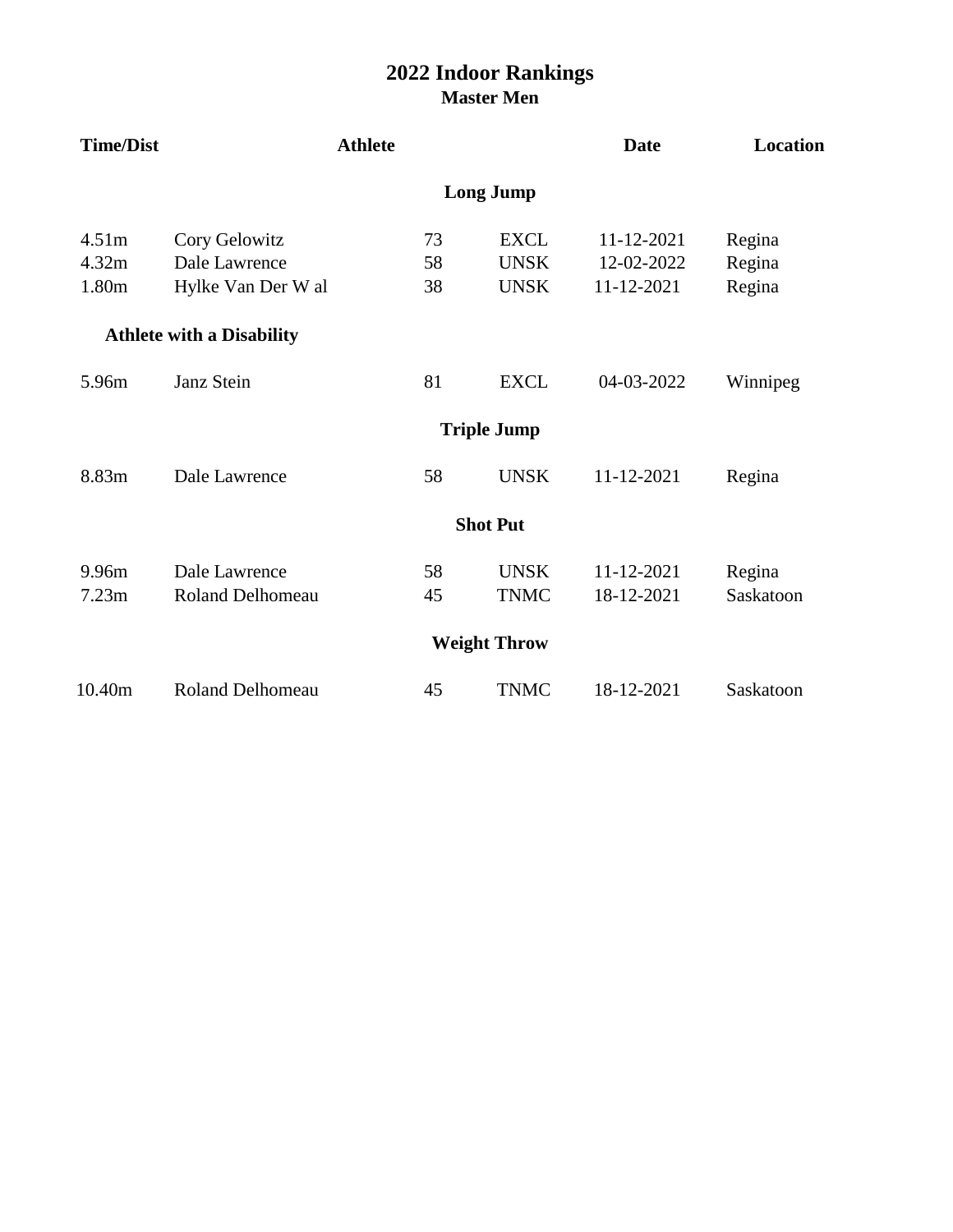# 2022 Indoor Rankings

## Master Men

| Time/Dist | Athlete | | | Date | Location |
|---|---|---|---|---|---|
| | | | **Long Jump** | | |
| 4.51m | Cory Gelowitz | 73 | EXCL | 11-12-2021 | Regina |
| 4.32m | Dale Lawrence | 58 | UNSK | 12-02-2022 | Regina |
| 1.80m | Hylke Van Der W al | 38 | UNSK | 11-12-2021 | Regina |
| | **Athlete with a Disability** | | | | |
| 5.96m | Janz Stein | 81 | EXCL | 04-03-2022 | Winnipeg |
| | | | **Triple Jump** | | |
| 8.83m | Dale Lawrence | 58 | UNSK | 11-12-2021 | Regina |
| | | | **Shot Put** | | |
| 9.96m | Dale Lawrence | 58 | UNSK | 11-12-2021 | Regina |
| 7.23m | Roland Delhomeau | 45 | TNMC | 18-12-2021 | Saskatoon |
| | | | **Weight Throw** | | |
| 10.40m | Roland Delhomeau | 45 | TNMC | 18-12-2021 | Saskatoon |